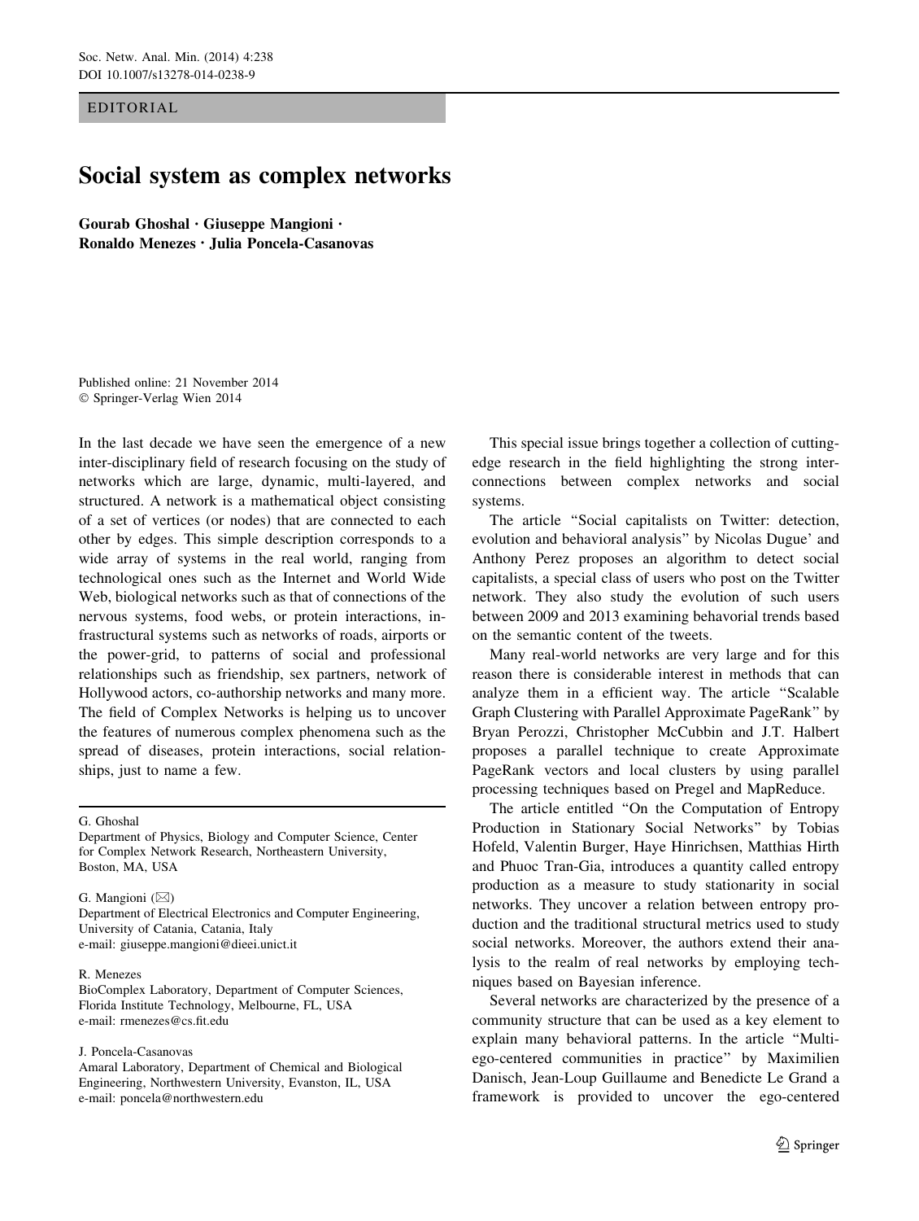EDITORIAL

# Social system as complex networks

**Gourab Ghoshal · Giuseppe Mangioni · Ronaldo Menezes · Julia Poncela-Casanovas**

Published online: 21 November 2014
© Springer-Verlag Wien 2014

In the last decade we have seen the emergence of a new inter-disciplinary field of research focusing on the study of networks which are large, dynamic, multi-layered, and structured. A network is a mathematical object consisting of a set of vertices (or nodes) that are connected to each other by edges. This simple description corresponds to a wide array of systems in the real world, ranging from technological ones such as the Internet and World Wide Web, biological networks such as that of connections of the nervous systems, food webs, or protein interactions, infrastructural systems such as networks of roads, airports or the power-grid, to patterns of social and professional relationships such as friendship, sex partners, network of Hollywood actors, co-authorship networks and many more. The field of Complex Networks is helping us to uncover the features of numerous complex phenomena such as the spread of diseases, protein interactions, social relationships, just to name a few.

G. Ghoshal
Department of Physics, Biology and Computer Science, Center for Complex Network Research, Northeastern University, Boston, MA, USA

G. Mangioni (✉)
Department of Electrical Electronics and Computer Engineering, University of Catania, Catania, Italy
e-mail: giuseppe.mangioni@dieei.unict.it

R. Menezes
BioComplex Laboratory, Department of Computer Sciences, Florida Institute Technology, Melbourne, FL, USA
e-mail: rmenezes@cs.fit.edu

J. Poncela-Casanovas
Amaral Laboratory, Department of Chemical and Biological Engineering, Northwestern University, Evanston, IL, USA
e-mail: poncela@northwestern.edu

This special issue brings together a collection of cutting-edge research in the field highlighting the strong interconnections between complex networks and social systems.

The article "Social capitalists on Twitter: detection, evolution and behavioral analysis" by Nicolas Dugue' and Anthony Perez proposes an algorithm to detect social capitalists, a special class of users who post on the Twitter network. They also study the evolution of such users between 2009 and 2013 examining behavioral trends based on the semantic content of the tweets.

Many real-world networks are very large and for this reason there is considerable interest in methods that can analyze them in a efficient way. The article "Scalable Graph Clustering with Parallel Approximate PageRank" by Bryan Perozzi, Christopher McCubbin and J.T. Halbert proposes a parallel technique to create Approximate PageRank vectors and local clusters by using parallel processing techniques based on Pregel and MapReduce.

The article entitled "On the Computation of Entropy Production in Stationary Social Networks" by Tobias Hofeld, Valentin Burger, Haye Hinrichsen, Matthias Hirth and Phuoc Tran-Gia, introduces a quantity called entropy production as a measure to study stationarity in social networks. They uncover a relation between entropy production and the traditional structural metrics used to study social networks. Moreover, the authors extend their analysis to the realm of real networks by employing techniques based on Bayesian inference.

Several networks are characterized by the presence of a community structure that can be used as a key element to explain many behavioral patterns. In the article "Multi-ego-centered communities in practice" by Maximilien Danisch, Jean-Loup Guillaume and Benedicte Le Grand a framework is provided to uncover the ego-centered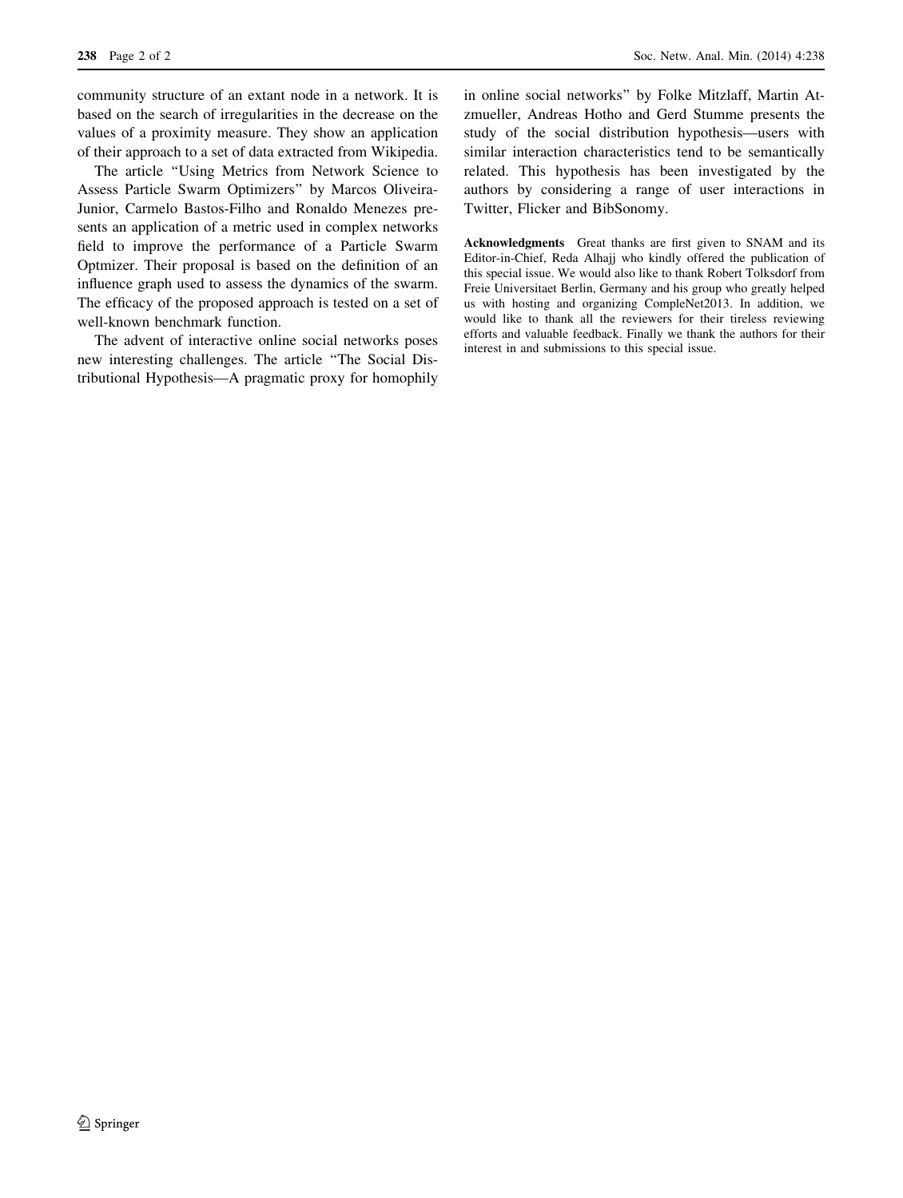community structure of an extant node in a network. It is based on the search of irregularities in the decrease on the values of a proximity measure. They show an application of their approach to a set of data extracted from Wikipedia.

The article "Using Metrics from Network Science to Assess Particle Swarm Optimizers" by Marcos Oliveira-Junior, Carmelo Bastos-Filho and Ronaldo Menezes presents an application of a metric used in complex networks field to improve the performance of a Particle Swarm Optmizer. Their proposal is based on the definition of an influence graph used to assess the dynamics of the swarm. The efficacy of the proposed approach is tested on a set of well-known benchmark function.

The advent of interactive online social networks poses new interesting challenges. The article "The Social Distributional Hypothesis—A pragmatic proxy for homophily in online social networks" by Folke Mitzlaff, Martin Atzmueller, Andreas Hotho and Gerd Stumme presents the study of the social distribution hypothesis—users with similar interaction characteristics tend to be semantically related. This hypothesis has been investigated by the authors by considering a range of user interactions in Twitter, Flicker and BibSonomy.

**Acknowledgments** Great thanks are first given to SNAM and its Editor-in-Chief, Reda Alhajj who kindly offered the publication of this special issue. We would also like to thank Robert Tolksdorf from Freie Universitaet Berlin, Germany and his group who greatly helped us with hosting and organizing CompleNet2013. In addition, we would like to thank all the reviewers for their tireless reviewing efforts and valuable feedback. Finally we thank the authors for their interest in and submissions to this special issue.